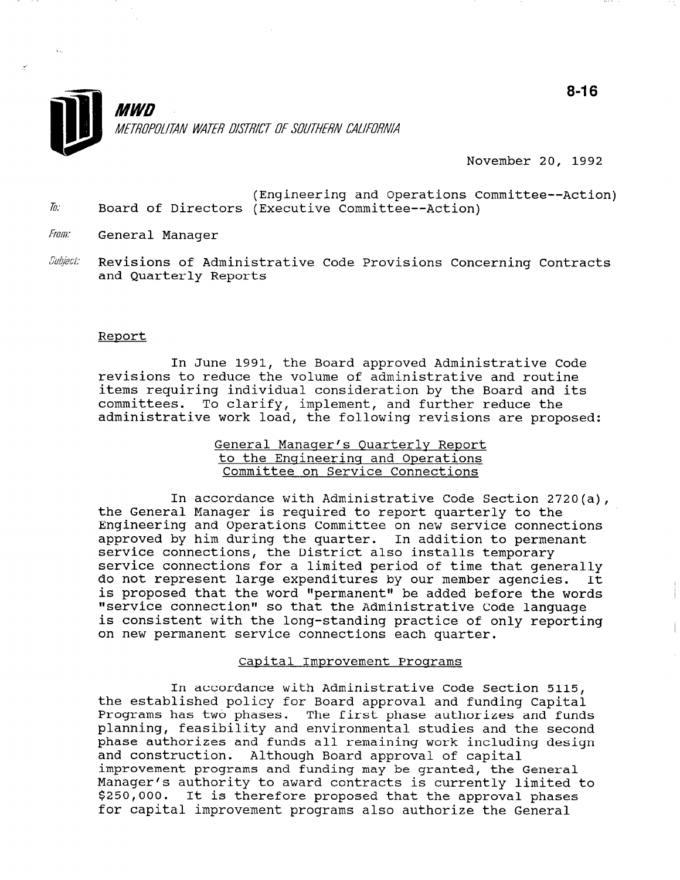8-16

**MWD**

*METROPOLITAN WATER DISTRICT OF SOUTHERN CALIFORNIA*

November 20, 1992

To: Board of Directors (Engineering and Operations Committee--Action) (Executive Committee--Action)

From: General Manager

Subject: Revisions of Administrative Code Provisions Concerning Contracts and Quarterly Reports

## Report

In June 1991, the Board approved Administrative Code revisions to reduce the volume of administrative and routine items requiring individual consideration by the Board and its committees. To clarify, implement, and further reduce the administrative work load, the following revisions are proposed:

### General Manager's Quarterly Report to the Engineering and Operations Committee on Service Connections

In accordance with Administrative Code Section 2720(a), the General Manager is required to report quarterly to the Engineering and Operations Committee on new service connections approved by him during the quarter. In addition to permenant service connections, the District also installs temporary service connections for a limited period of time that generally do not represent large expenditures by our member agencies. It is proposed that the word "permanent" be added before the words "service connection" so that the Administrative Code language is consistent with the long-standing practice of only reporting on new permanent service connections each quarter.

### Capital Improvement Programs

In accordance with Administrative Code Section 5115, the established policy for Board approval and funding Capital Programs has two phases. The first phase authorizes and funds planning, feasibility and environmental studies and the second phase authorizes and funds all remaining work including design and construction. Although Board approval of capital improvement programs and funding may be granted, the General Manager's authority to award contracts is currently limited to $250,000. It is therefore proposed that the approval phases for capital improvement programs also authorize the General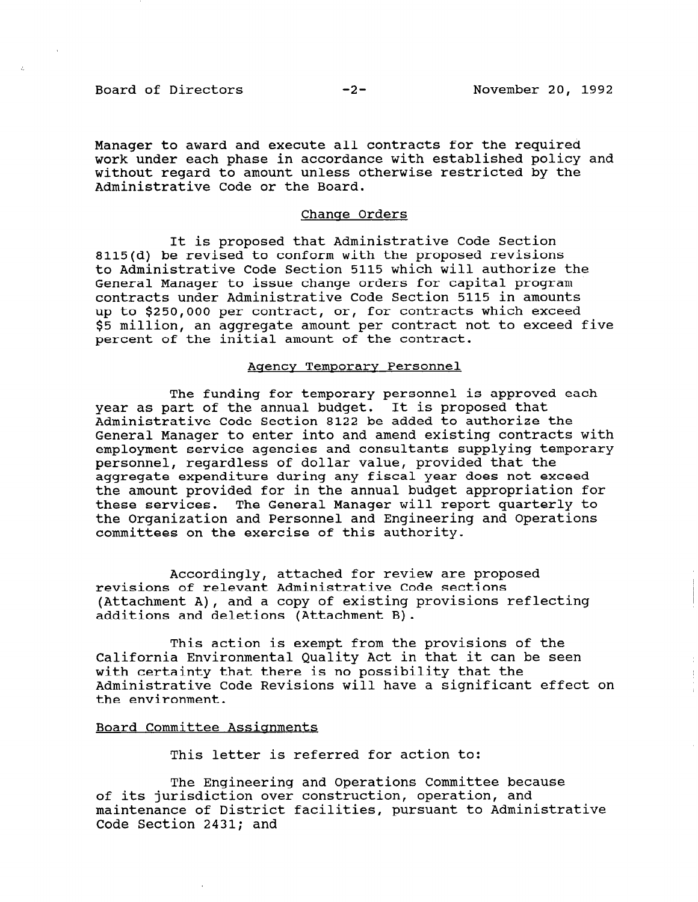Manager to award and execute all contracts for the required work under each phase in accordance with established policy and without regard to amount unless otherwise restricted by the Administrative Code or the Board.

## Change Orders

It is proposed that Administrative Code Section 8115(d) be revised to conform with the proposed revisions to Administrative Code Section 5115 which will authorize the General Manager to issue change orders for capital program contracts under Administrative Code Section 5115 in amounts up to $250,000 per contract, or, for contracts which exceed $5 million, an aggregate amount per contract not to exceed five percent of the initial amount of the contract.

## Agency Temporary Personnel

The funding for temporary personnel is approved each year as part of the annual budget. It is proposed that Administrative Code Section 8122 be added to authorize the General Manager to enter into and amend existing contracts with employment service agencies and consultants supplying temporary personnel, regardless of dollar value, provided that the aggregate expenditure during any fiscal year does not exceed the amount provided for in the annual budget appropriation for these services. The General Manager will report quarterly to the Organization and Personnel and Engineering and Operations committees on the exercise of this authority.

Accordingly, attached for review are proposed revisions of relevant Administrative Code sections (Attachment A), and a copy of existing provisions reflecting additions and deletions (Attachment B).

This action is exempt from the provisions of the California Environmental Quality Act in that it can be seen with certainty that there is no possibility that the Administrative Code Revisions will have a significant effect on the environment.

## Board Committee Assignments

This letter is referred for action to:

The Engineering and Operations Committee because of its jurisdiction over construction, operation, and maintenance of District facilities, pursuant to Administrative Code Section 2431; and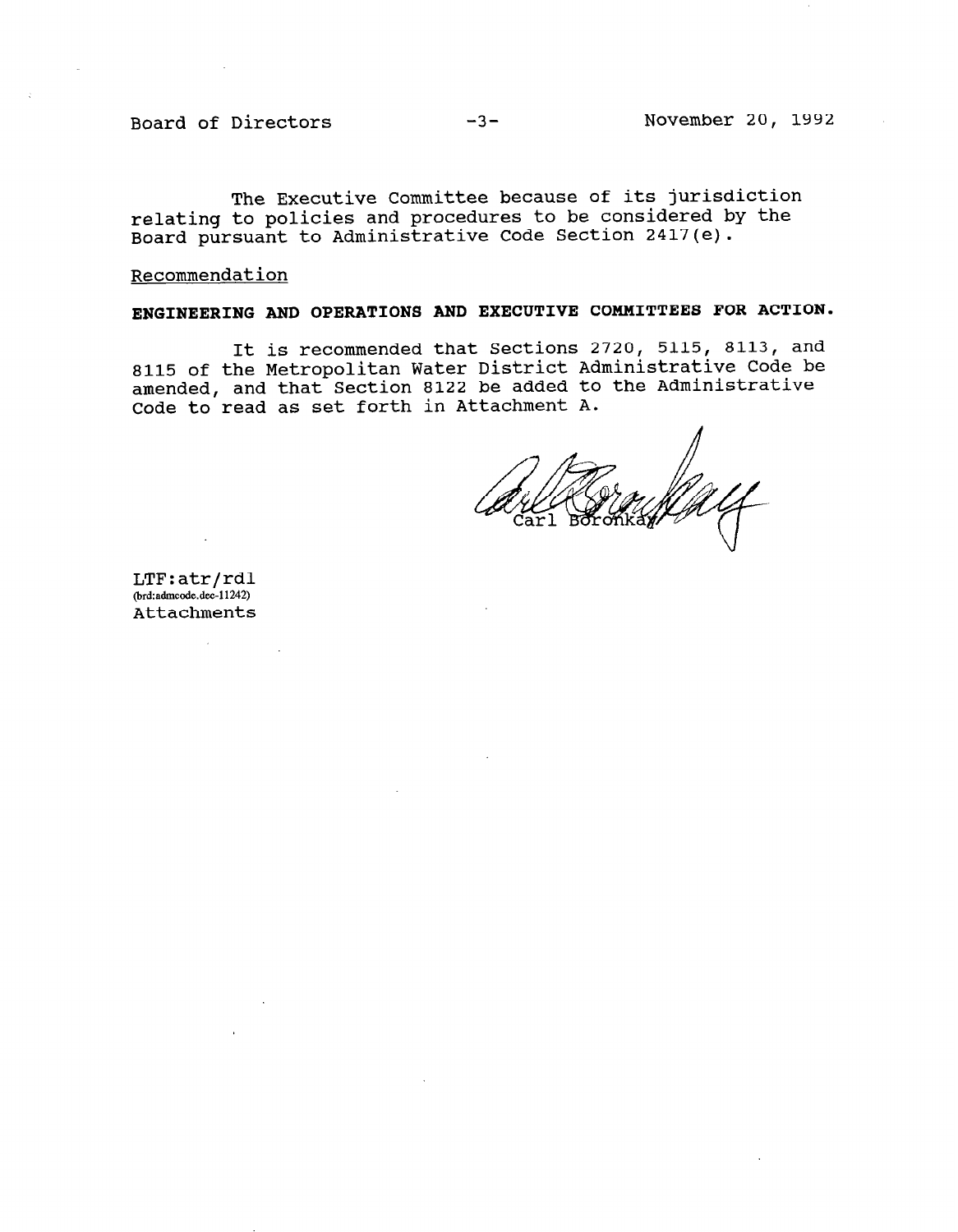The Executive Committee because of its jurisdiction relating to policies and procedures to be considered by the Board pursuant to Administrative Code Section 2417(e).

Recommendation

**ENGINEERING AND OPERATIONS AND EXECUTIVE COMMITTEES FOR ACTION.**

It is recommended that Sections 2720, 5115, 8113, and 8115 of the Metropolitan Water District Administrative Code be amended, and that Section 8122 be added to the Administrative Code to read as set forth in Attachment A.

Carl Boronkay

LTF:atr/rdl
(brd:admcode.dec-11242)
Attachments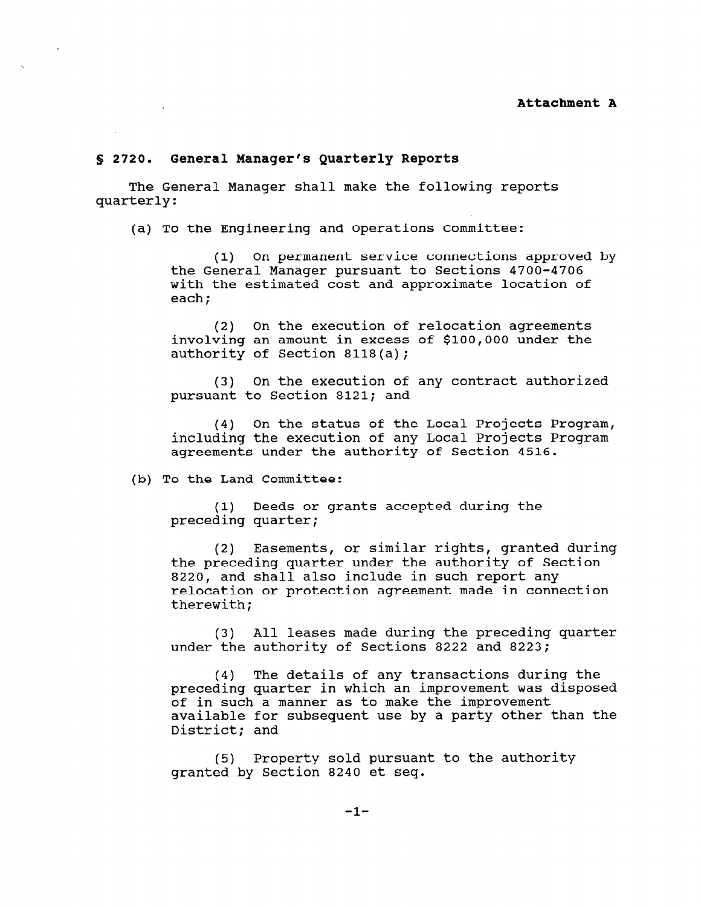**Attachment A**

## § 2720. General Manager's Quarterly Reports

The General Manager shall make the following reports quarterly:

(a) To the Engineering and Operations Committee:

(1) On permanent service connections approved by the General Manager pursuant to Sections 4700-4706 with the estimated cost and approximate location of each;

(2) On the execution of relocation agreements involving an amount in excess of $100,000 under the authority of Section 8118(a);

(3) On the execution of any contract authorized pursuant to Section 8121; and

(4) On the status of the Local Projects Program, including the execution of any Local Projects Program agreements under the authority of Section 4516.

(b) To the Land Committee:

(1) Deeds or grants accepted during the preceding quarter;

(2) Easements, or similar rights, granted during the preceding quarter under the authority of Section 8220, and shall also include in such report any relocation or protection agreement made in connection therewith;

(3) All leases made during the preceding quarter under the authority of Sections 8222 and 8223;

(4) The details of any transactions during the preceding quarter in which an improvement was disposed of in such a manner as to make the improvement available for subsequent use by a party other than the District; and

(5) Property sold pursuant to the authority granted by Section 8240 et seq.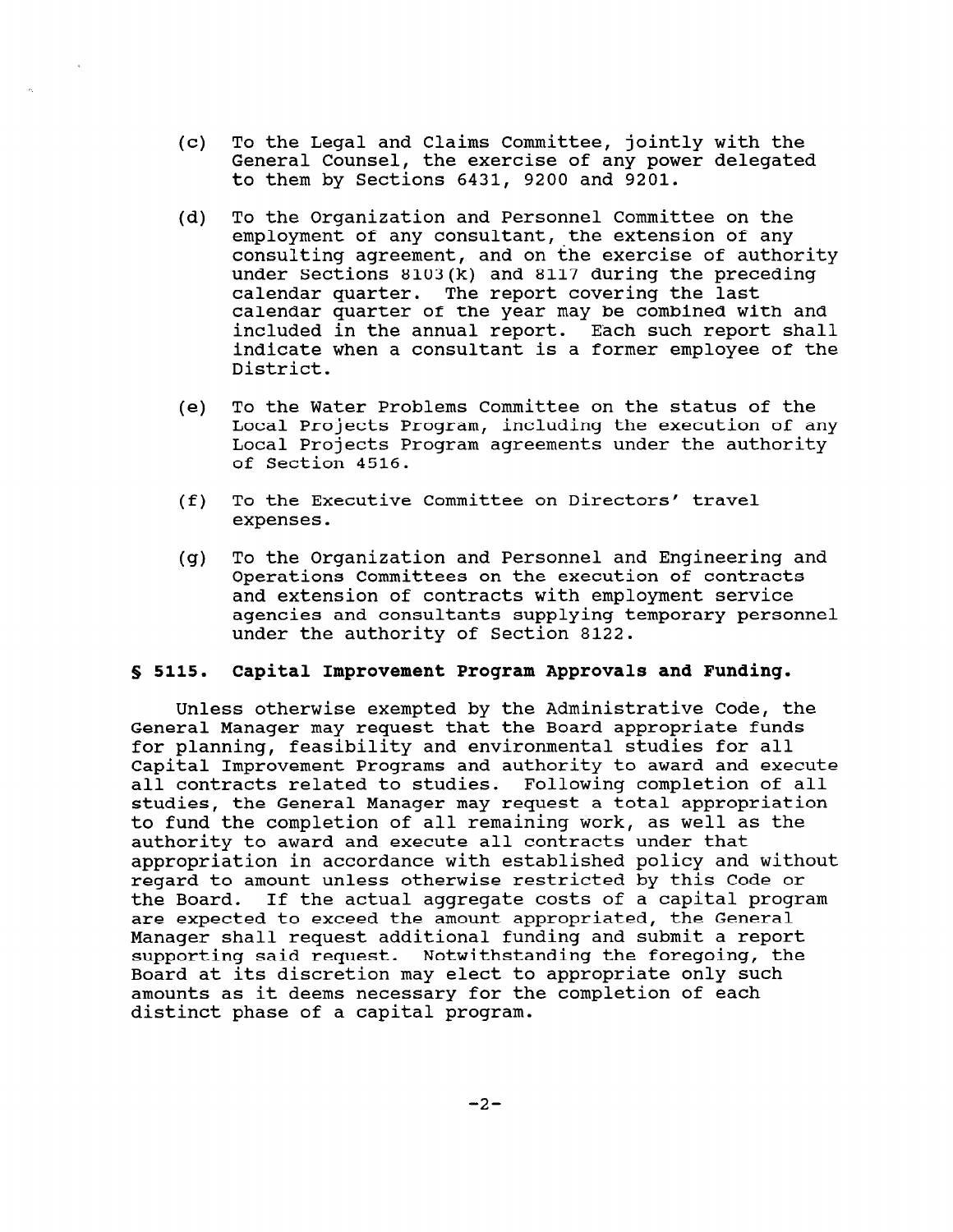(c) To the Legal and Claims Committee, jointly with the General Counsel, the exercise of any power delegated to them by Sections 6431, 9200 and 9201.

(d) To the Organization and Personnel Committee on the employment of any consultant, the extension of any consulting agreement, and on the exercise of authority under Sections 8103(k) and 8117 during the preceding calendar quarter. The report covering the last calendar quarter of the year may be combined with and included in the annual report. Each such report shall indicate when a consultant is a former employee of the District.

(e) To the Water Problems Committee on the status of the Local Projects Program, including the execution of any Local Projects Program agreements under the authority of Section 4516.

(f) To the Executive Committee on Directors' travel expenses.

(g) To the Organization and Personnel and Engineering and Operations Committees on the execution of contracts and extension of contracts with employment service agencies and consultants supplying temporary personnel under the authority of Section 8122.

### § 5115. Capital Improvement Program Approvals and Funding.

Unless otherwise exempted by the Administrative Code, the General Manager may request that the Board appropriate funds for planning, feasibility and environmental studies for all Capital Improvement Programs and authority to award and execute all contracts related to studies. Following completion of all studies, the General Manager may request a total appropriation to fund the completion of all remaining work, as well as the authority to award and execute all contracts under that appropriation in accordance with established policy and without regard to amount unless otherwise restricted by this Code or the Board. If the actual aggregate costs of a capital program are expected to exceed the amount appropriated, the General Manager shall request additional funding and submit a report supporting said request. Notwithstanding the foregoing, the Board at its discretion may elect to appropriate only such amounts as it deems necessary for the completion of each distinct phase of a capital program.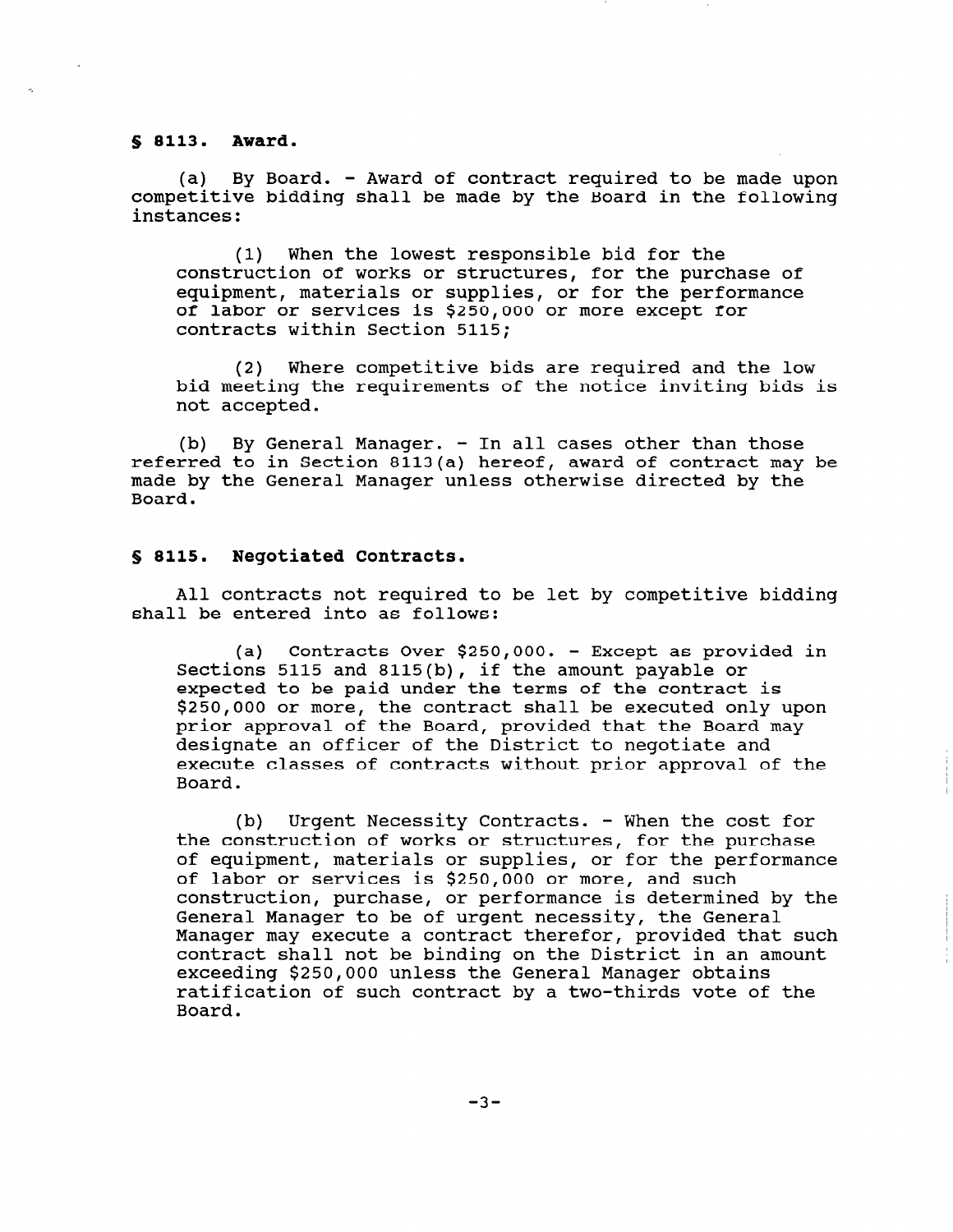**§ 8113. Award.**

(a) By Board. - Award of contract required to be made upon competitive bidding shall be made by the Board in the following instances:

(1) When the lowest responsible bid for the construction of works or structures, for the purchase of equipment, materials or supplies, or for the performance of labor or services is $250,000 or more except for contracts within Section 5115;

(2) Where competitive bids are required and the low bid meeting the requirements of the notice inviting bids is not accepted.

(b) By General Manager. - In all cases other than those referred to in Section 8113(a) hereof, award of contract may be made by the General Manager unless otherwise directed by the Board.

**§ 8115. Negotiated Contracts.**

All contracts not required to be let by competitive bidding shall be entered into as follows:

(a) Contracts Over $250,000. - Except as provided in Sections 5115 and 8115(b), if the amount payable or expected to be paid under the terms of the contract is $250,000 or more, the contract shall be executed only upon prior approval of the Board, provided that the Board may designate an officer of the District to negotiate and execute classes of contracts without prior approval of the Board.

(b) Urgent Necessity Contracts. - When the cost for the construction of works or structures, for the purchase of equipment, materials or supplies, or for the performance of labor or services is $250,000 or more, and such construction, purchase, or performance is determined by the General Manager to be of urgent necessity, the General Manager may execute a contract therefor, provided that such contract shall not be binding on the District in an amount exceeding $250,000 unless the General Manager obtains ratification of such contract by a two-thirds vote of the Board.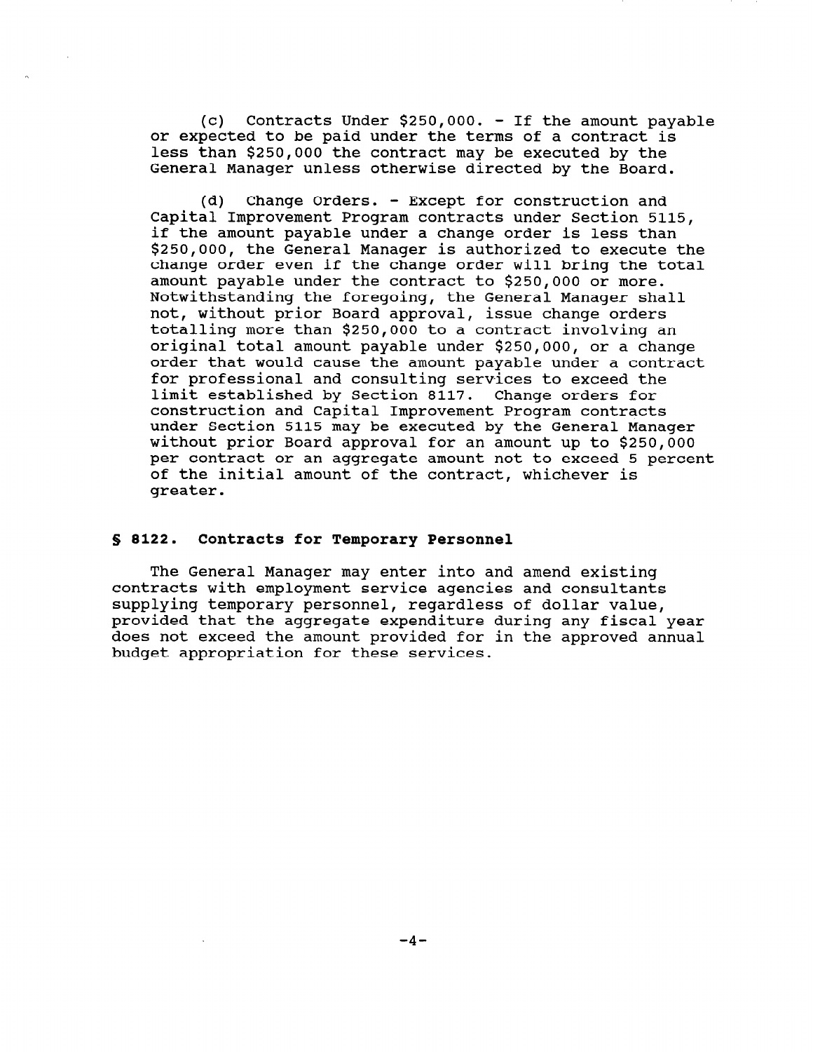(c) Contracts Under $250,000. - If the amount payable or expected to be paid under the terms of a contract is less than $250,000 the contract may be executed by the General Manager unless otherwise directed by the Board.

(d) Change Orders. - Except for construction and Capital Improvement Program contracts under Section 5115, if the amount payable under a change order is less than $250,000, the General Manager is authorized to execute the change order even if the change order will bring the total amount payable under the contract to $250,000 or more. Notwithstanding the foregoing, the General Manager shall not, without prior Board approval, issue change orders totalling more than $250,000 to a contract involving an original total amount payable under $250,000, or a change order that would cause the amount payable under a contract for professional and consulting services to exceed the limit established by Section 8117. Change orders for construction and Capital Improvement Program contracts under Section 5115 may be executed by the General Manager without prior Board approval for an amount up to $250,000 per contract or an aggregate amount not to exceed 5 percent of the initial amount of the contract, whichever is greater.

### § 8122. Contracts for Temporary Personnel

The General Manager may enter into and amend existing contracts with employment service agencies and consultants supplying temporary personnel, regardless of dollar value, provided that the aggregate expenditure during any fiscal year does not exceed the amount provided for in the approved annual budget appropriation for these services.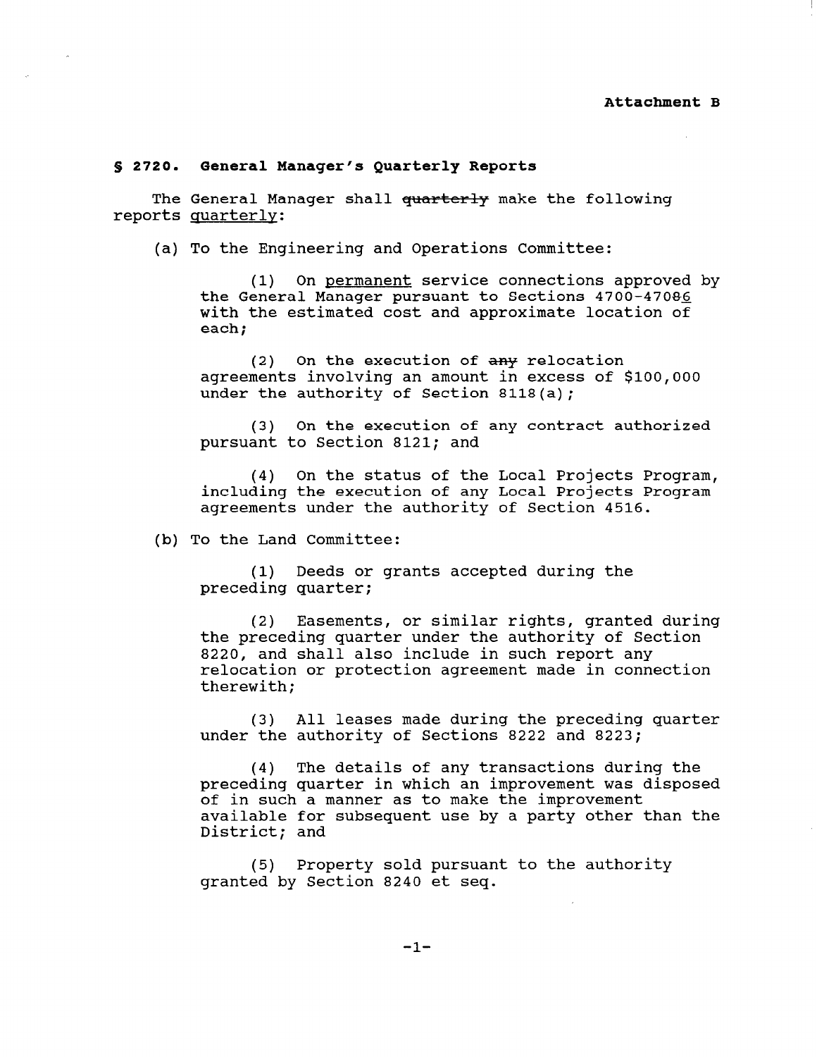**Attachment B**

**§ 2720. General Manager's Quarterly Reports**

The General Manager shall ~~quarterly~~ make the following reports <u>quarterly</u>:

(a) To the Engineering and Operations Committee:

(1) On <u>permanent</u> service connections approved by the General Manager pursuant to Sections 4700-470~~8~~<u>6</u> with the estimated cost and approximate location of each;

(2) On the execution of ~~any~~ relocation agreements involving an amount in excess of $100,000 under the authority of Section 8118(a);

(3) On the execution of any contract authorized pursuant to Section 8121; and

(4) On the status of the Local Projects Program, including the execution of any Local Projects Program agreements under the authority of Section 4516.

(b) To the Land Committee:

(1) Deeds or grants accepted during the preceding quarter;

(2) Easements, or similar rights, granted during the preceding quarter under the authority of Section 8220, and shall also include in such report any relocation or protection agreement made in connection therewith;

(3) All leases made during the preceding quarter under the authority of Sections 8222 and 8223;

(4) The details of any transactions during the preceding quarter in which an improvement was disposed of in such a manner as to make the improvement available for subsequent use by a party other than the District; and

(5) Property sold pursuant to the authority granted by Section 8240 et seq.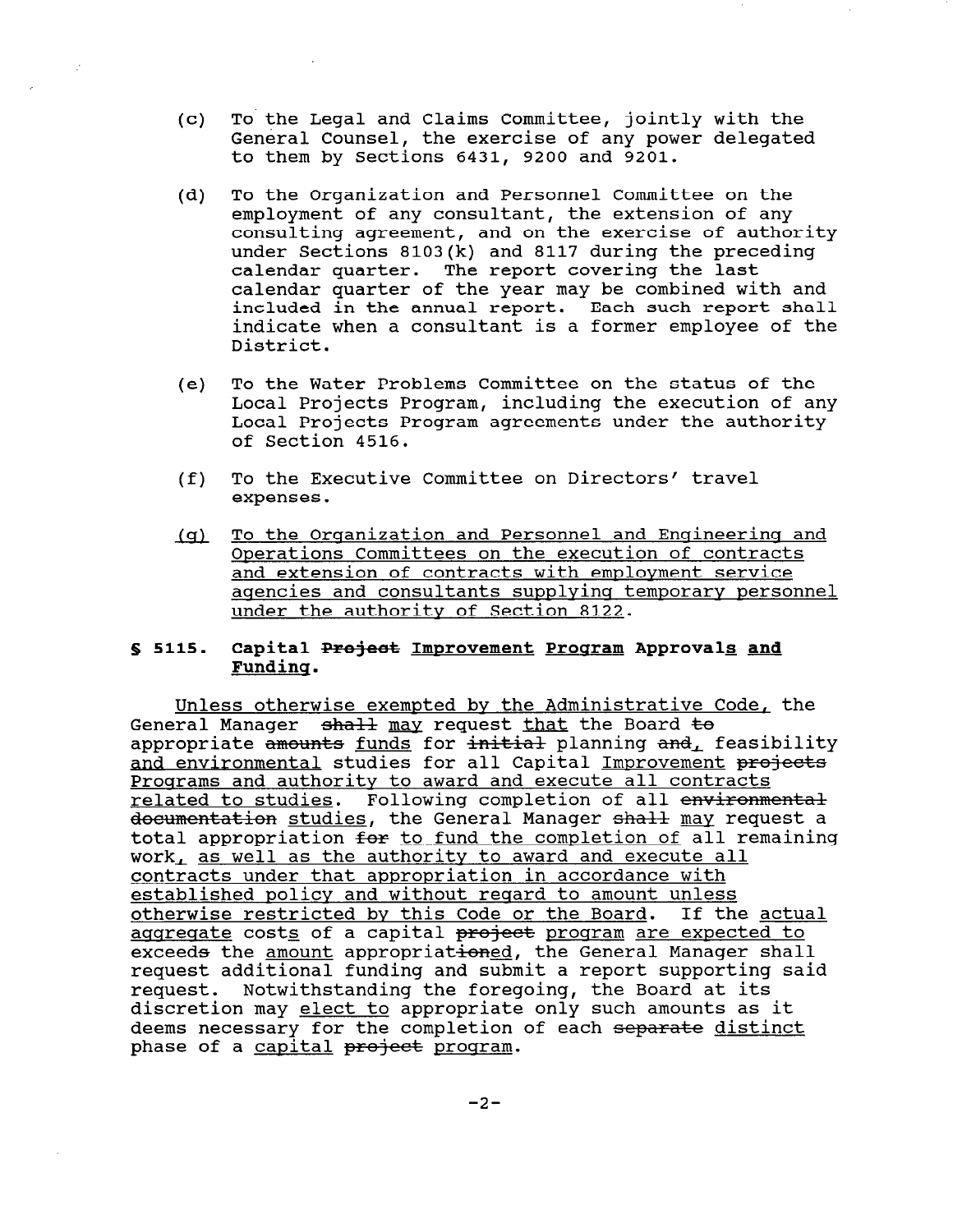(c) To the Legal and Claims Committee, jointly with the General Counsel, the exercise of any power delegated to them by Sections 6431, 9200 and 9201.

(d) To the Organization and Personnel Committee on the employment of any consultant, the extension of any consulting agreement, and on the exercise of authority under Sections 8103(k) and 8117 during the preceding calendar quarter. The report covering the last calendar quarter of the year may be combined with and included in the annual report. Each such report shall indicate when a consultant is a former employee of the District.

(e) To the Water Problems Committee on the status of the Local Projects Program, including the execution of any Local Projects Program agreements under the authority of Section 4516.

(f) To the Executive Committee on Directors' travel expenses.

(g) To the Organization and Personnel and Engineering and Operations Committees on the execution of contracts and extension of contracts with employment service agencies and consultants supplying temporary personnel under the authority of Section 8122.

**§ 5115. Capital ~~Project~~ Improvement Program Approvals and Funding.**

Unless otherwise exempted by the Administrative Code, the General Manager ~~shall~~ may request that the Board ~~to~~ appropriate ~~amounts~~ funds for ~~initial~~ planning ~~and~~, feasibility and environmental studies for all Capital Improvement ~~projects~~ Programs and authority to award and execute all contracts related to studies. Following completion of all ~~environmental documentation~~ studies, the General Manager ~~shall~~ may request a total appropriation ~~for~~ to fund the completion of all remaining work, as well as the authority to award and execute all contracts under that appropriation in accordance with established policy and without regard to amount unless otherwise restricted by this Code or the Board. If the actual aggregate costs of a capital ~~project~~ program are expected to exceed~~s~~ the amount appropriat~~ion~~ed, the General Manager shall request additional funding and submit a report supporting said request. Notwithstanding the foregoing, the Board at its discretion may elect to appropriate only such amounts as it deems necessary for the completion of each ~~separate~~ distinct phase of a capital ~~project~~ program.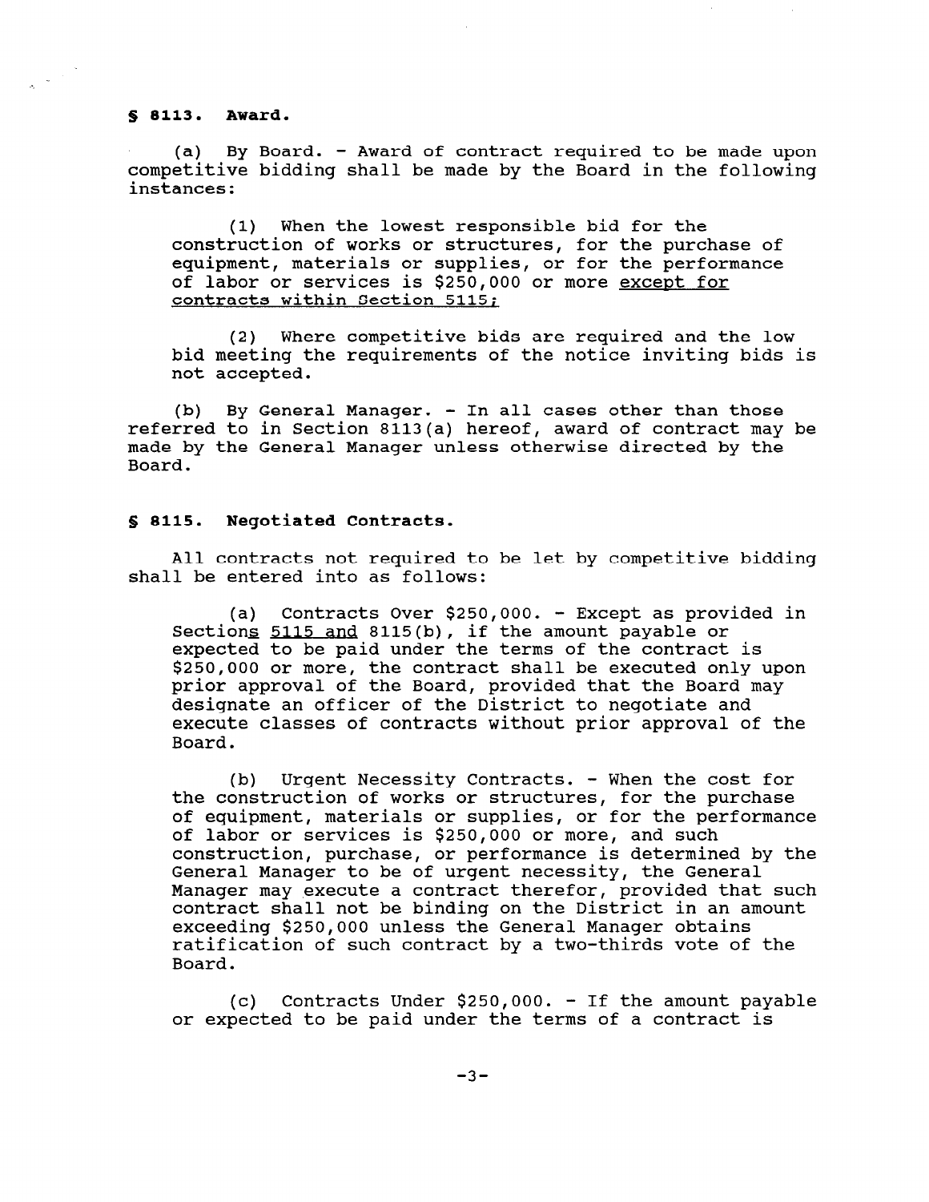**§ 8113. Award.**

(a) By Board. - Award of contract required to be made upon competitive bidding shall be made by the Board in the following instances:

(1) When the lowest responsible bid for the construction of works or structures, for the purchase of equipment, materials or supplies, or for the performance of labor or services is $250,000 or more except for contracts within Section 5115;

(2) Where competitive bids are required and the low bid meeting the requirements of the notice inviting bids is not accepted.

(b) By General Manager. - In all cases other than those referred to in Section 8113(a) hereof, award of contract may be made by the General Manager unless otherwise directed by the Board.

**§ 8115. Negotiated Contracts.**

All contracts not required to be let by competitive bidding shall be entered into as follows:

(a) Contracts Over $250,000. - Except as provided in Sections 5115 and 8115(b), if the amount payable or expected to be paid under the terms of the contract is $250,000 or more, the contract shall be executed only upon prior approval of the Board, provided that the Board may designate an officer of the District to negotiate and execute classes of contracts without prior approval of the Board.

(b) Urgent Necessity Contracts. - When the cost for the construction of works or structures, for the purchase of equipment, materials or supplies, or for the performance of labor or services is $250,000 or more, and such construction, purchase, or performance is determined by the General Manager to be of urgent necessity, the General Manager may execute a contract therefor, provided that such contract shall not be binding on the District in an amount exceeding $250,000 unless the General Manager obtains ratification of such contract by a two-thirds vote of the Board.

(c) Contracts Under $250,000. - If the amount payable or expected to be paid under the terms of a contract is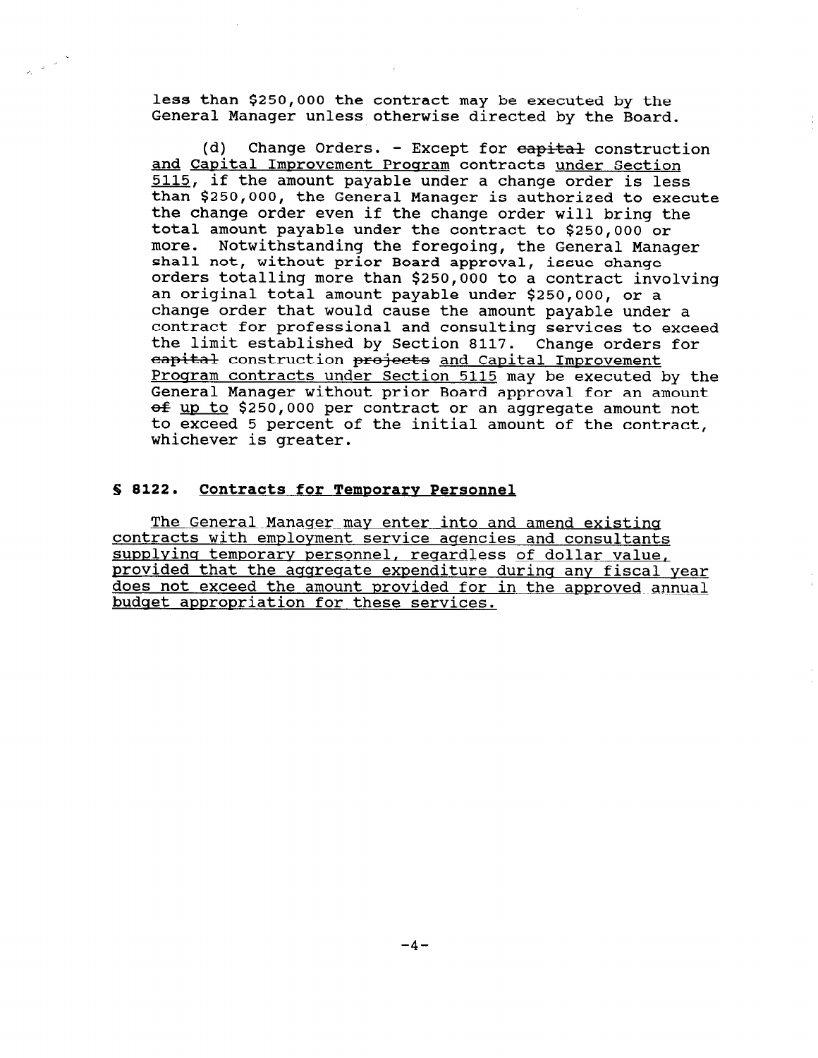less than $250,000 the contract may be executed by the General Manager unless otherwise directed by the Board.

(d) Change Orders. - Except for ~~capital~~ construction and Capital Improvement Program contracts under Section 5115, if the amount payable under a change order is less than $250,000, the General Manager is authorized to execute the change order even if the change order will bring the total amount payable under the contract to $250,000 or more. Notwithstanding the foregoing, the General Manager shall not, without prior Board approval, issue change orders totalling more than $250,000 to a contract involving an original total amount payable under $250,000, or a change order that would cause the amount payable under a contract for professional and consulting services to exceed the limit established by Section 8117. Change orders for ~~capital~~ construction ~~projects~~ and Capital Improvement Program contracts under Section 5115 may be executed by the General Manager without prior Board approval for an amount ~~of~~ up to $250,000 per contract or an aggregate amount not to exceed 5 percent of the initial amount of the contract, whichever is greater.

## § 8122. Contracts for Temporary Personnel

The General Manager may enter into and amend existing contracts with employment service agencies and consultants supplying temporary personnel, regardless of dollar value, provided that the aggregate expenditure during any fiscal year does not exceed the amount provided for in the approved annual budget appropriation for these services.